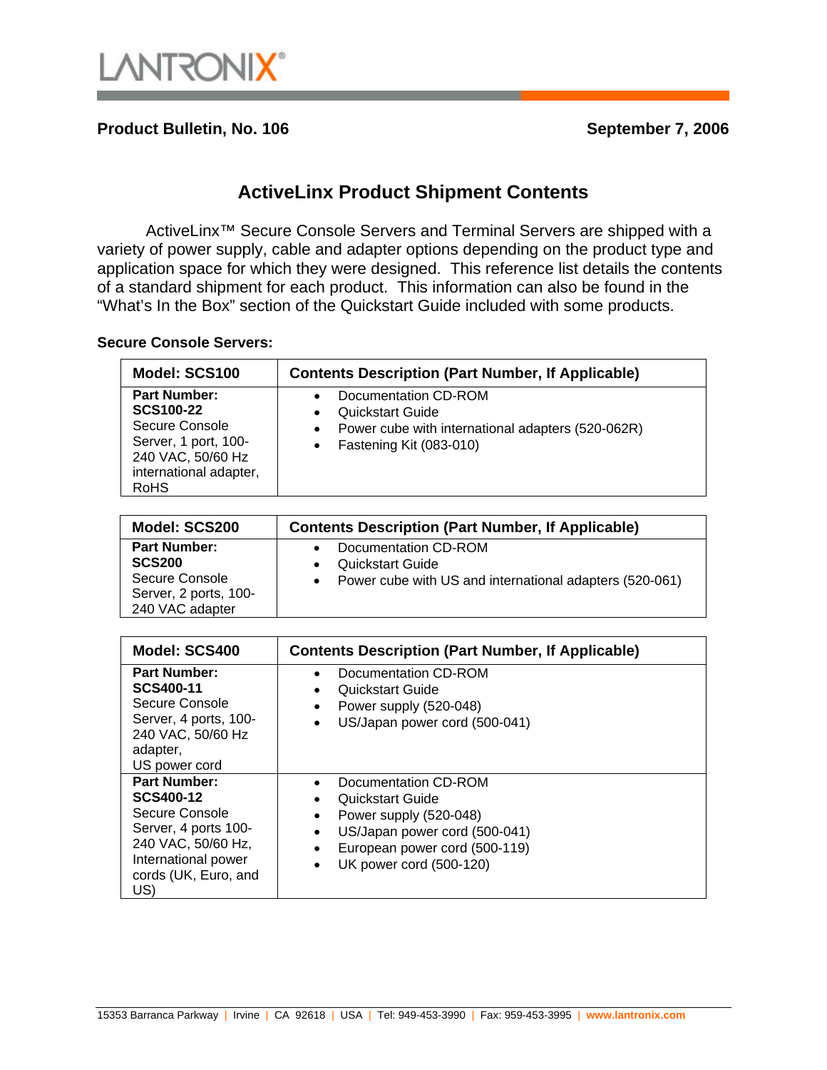LANTRONIX®

**Product Bulletin, No. 106** **September 7, 2006**

## ActiveLinx Product Shipment Contents

ActiveLinx™ Secure Console Servers and Terminal Servers are shipped with a variety of power supply, cable and adapter options depending on the product type and application space for which they were designed. This reference list details the contents of a standard shipment for each product. This information can also be found in the "What's In the Box" section of the Quickstart Guide included with some products.

**Secure Console Servers:**

| Model: SCS100 | Contents Description (Part Number, If Applicable) |
|---|---|
| **Part Number: SCS100-22** Secure Console Server, 1 port, 100-240 VAC, 50/60 Hz international adapter, RoHS | • Documentation CD-ROM<br>• Quickstart Guide<br>• Power cube with international adapters (520-062R)<br>• Fastening Kit (083-010) |

| Model: SCS200 | Contents Description (Part Number, If Applicable) |
|---|---|
| **Part Number: SCS200** Secure Console Server, 2 ports, 100-240 VAC adapter | • Documentation CD-ROM<br>• Quickstart Guide<br>• Power cube with US and international adapters (520-061) |

| Model: SCS400 | Contents Description (Part Number, If Applicable) |
|---|---|
| **Part Number: SCS400-11** Secure Console Server, 4 ports, 100-240 VAC, 50/60 Hz adapter, US power cord | • Documentation CD-ROM<br>• Quickstart Guide<br>• Power supply (520-048)<br>• US/Japan power cord (500-041) |
| **Part Number: SCS400-12** Secure Console Server, 4 ports 100-240 VAC, 50/60 Hz, International power cords (UK, Euro, and US) | • Documentation CD-ROM<br>• Quickstart Guide<br>• Power supply (520-048)<br>• US/Japan power cord (500-041)<br>• European power cord (500-119)<br>• UK power cord (500-120) |

15353 Barranca Parkway | Irvine | CA 92618 | USA | Tel: 949-453-3990 | Fax: 959-453-3995 | www.lantronix.com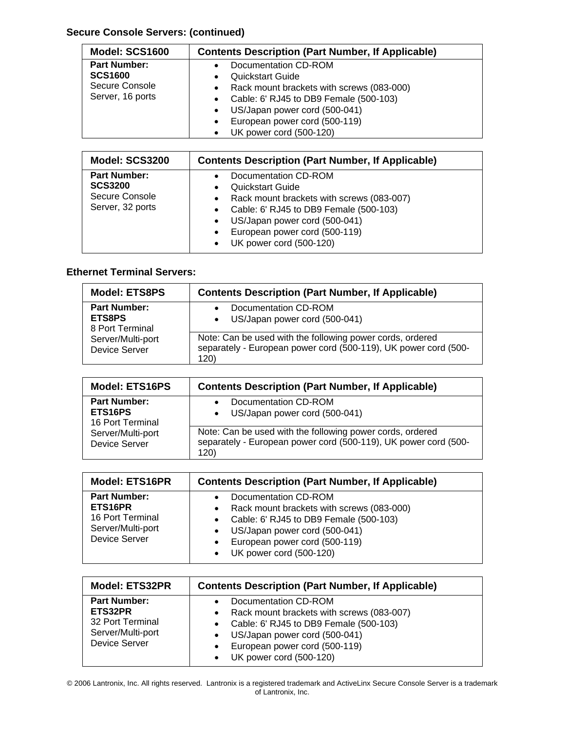**Secure Console Servers: (continued)**

| Model: SCS1600 | Contents Description (Part Number, If Applicable) |
| --- | --- |
| **Part Number:** **SCS1600** Secure Console Server, 16 ports | • Documentation CD-ROM<br>• Quickstart Guide<br>• Rack mount brackets with screws (083-000)<br>• Cable: 6' RJ45 to DB9 Female (500-103)<br>• US/Japan power cord (500-041)<br>• European power cord (500-119)<br>• UK power cord (500-120) |

| Model: SCS3200 | Contents Description (Part Number, If Applicable) |
| --- | --- |
| **Part Number:** **SCS3200** Secure Console Server, 32 ports | • Documentation CD-ROM<br>• Quickstart Guide<br>• Rack mount brackets with screws (083-007)<br>• Cable: 6' RJ45 to DB9 Female (500-103)<br>• US/Japan power cord (500-041)<br>• European power cord (500-119)<br>• UK power cord (500-120) |

**Ethernet Terminal Servers:**

| Model: ETS8PS | Contents Description (Part Number, If Applicable) |
| --- | --- |
| **Part Number:** **ETS8PS** 8 Port Terminal Server/Multi-port Device Server | • Documentation CD-ROM<br>• US/Japan power cord (500-041) |
| | Note: Can be used with the following power cords, ordered separately - European power cord (500-119), UK power cord (500-120) |

| Model: ETS16PS | Contents Description (Part Number, If Applicable) |
| --- | --- |
| **Part Number:** **ETS16PS** 16 Port Terminal Server/Multi-port Device Server | • Documentation CD-ROM<br>• US/Japan power cord (500-041) |
| | Note: Can be used with the following power cords, ordered separately - European power cord (500-119), UK power cord (500-120) |

| Model: ETS16PR | Contents Description (Part Number, If Applicable) |
| --- | --- |
| **Part Number:** **ETS16PR** 16 Port Terminal Server/Multi-port Device Server | • Documentation CD-ROM<br>• Rack mount brackets with screws (083-000)<br>• Cable: 6' RJ45 to DB9 Female (500-103)<br>• US/Japan power cord (500-041)<br>• European power cord (500-119)<br>• UK power cord (500-120) |

| Model: ETS32PR | Contents Description (Part Number, If Applicable) |
| --- | --- |
| **Part Number:** **ETS32PR** 32 Port Terminal Server/Multi-port Device Server | • Documentation CD-ROM<br>• Rack mount brackets with screws (083-007)<br>• Cable: 6' RJ45 to DB9 Female (500-103)<br>• US/Japan power cord (500-041)<br>• European power cord (500-119)<br>• UK power cord (500-120) |

© 2006 Lantronix, Inc. All rights reserved. Lantronix is a registered trademark and ActiveLinx Secure Console Server is a trademark of Lantronix, Inc.